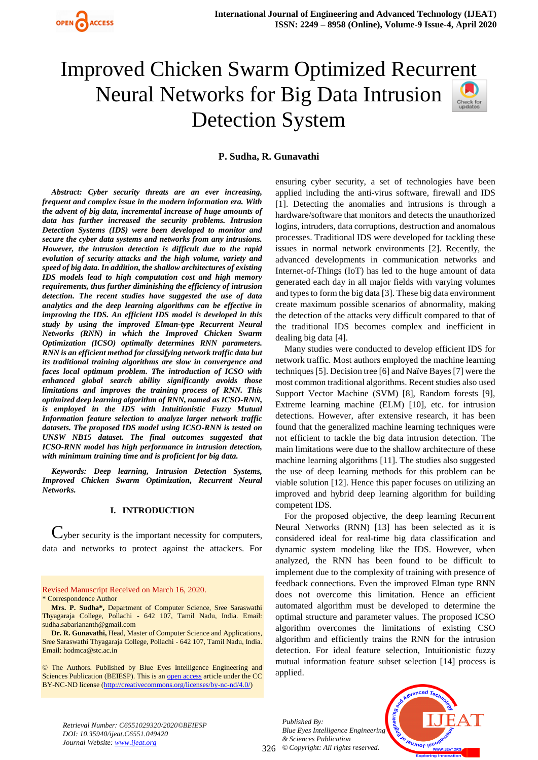# Improved Chicken Swarm Optimized Recurrent Neural Networks for Big Data Intrusion Detection System

**P. Sudha, R. Gunavathi**

***Abstract:*** ***Cyber security threats are an ever increasing, frequent and complex issue in the modern information era. With the advent of big data, incremental increase of huge amounts of data has further increased the security problems. Intrusion Detection Systems (IDS) were been developed to monitor and secure the cyber data systems and networks from any intrusions. However, the intrusion detection is difficult due to the rapid evolution of security attacks and the high volume, variety and speed of big data. In addition, the shallow architectures of existing IDS models lead to high computation cost and high memory requirements, thus further diminishing the efficiency of intrusion detection. The recent studies have suggested the use of data analytics and the deep learning algorithms can be effective in improving the IDS. An efficient IDS model is developed in this study by using the improved Elman-type Recurrent Neural Networks (RNN) in which the Improved Chicken Swarm Optimization (ICSO) optimally determines RNN parameters. RNN is an efficient method for classifying network traffic data but its traditional training algorithms are slow in convergence and faces local optimum problem. The introduction of ICSO with enhanced global search ability significantly avoids those limitations and improves the training process of RNN. This optimized deep learning algorithm of RNN, named as ICSO-RNN, is employed in the IDS with Intuitionistic Fuzzy Mutual Information feature selection to analyze larger network traffic datasets. The proposed IDS model using ICSO-RNN is tested on UNSW NB15 dataset. The final outcomes suggested that ICSO-RNN model has high performance in intrusion detection, with minimum training time and is proficient for big data.***

***Keywords:*** ***Deep learning, Intrusion Detection Systems, Improved Chicken Swarm Optimization, Recurrent Neural Networks.***

## I. INTRODUCTION

Cyber security is the important necessity for computers, data and networks to protect against the attackers. For ensuring cyber security, a set of technologies have been applied including the anti-virus software, firewall and IDS [1]. Detecting the anomalies and intrusions is through a hardware/software that monitors and detects the unauthorized logins, intruders, data corruptions, destruction and anomalous processes. Traditional IDS were developed for tackling these issues in normal network environments [2]. Recently, the advanced developments in communication networks and Internet-of-Things (IoT) has led to the huge amount of data generated each day in all major fields with varying volumes and types to form the big data [3]. These big data environment create maximum possible scenarios of abnormality, making the detection of the attacks very difficult compared to that of the traditional IDS becomes complex and inefficient in dealing big data [4].

Many studies were conducted to develop efficient IDS for network traffic. Most authors employed the machine learning techniques [5]. Decision tree [6] and Naïve Bayes [7] were the most common traditional algorithms. Recent studies also used Support Vector Machine (SVM) [8], Random forests [9], Extreme learning machine (ELM) [10], etc. for intrusion detections. However, after extensive research, it has been found that the generalized machine learning techniques were not efficient to tackle the big data intrusion detection. The main limitations were due to the shallow architecture of these machine learning algorithms [11]. The studies also suggested the use of deep learning methods for this problem can be viable solution [12]. Hence this paper focuses on utilizing an improved and hybrid deep learning algorithm for building competent IDS.

For the proposed objective, the deep learning Recurrent Neural Networks (RNN) [13] has been selected as it is considered ideal for real-time big data classification and dynamic system modeling like the IDS. However, when analyzed, the RNN has been found to be difficult to implement due to the complexity of training with presence of feedback connections. Even the improved Elman type RNN does not overcome this limitation. Hence an efficient automated algorithm must be developed to determine the optimal structure and parameter values. The proposed ICSO algorithm overcomes the limitations of existing CSO algorithm and efficiently trains the RNN for the intrusion detection. For ideal feature selection, Intuitionistic fuzzy mutual information feature subset selection [14] process is applied.

Revised Manuscript Received on March 16, 2020.

\* Correspondence Author

**Mrs. P. Sudha\***, Department of Computer Science, Sree Saraswathi Thyagaraja College, Pollachi - 642 107, Tamil Nadu, India. Email: sudha.sabariananth@gmail.com

**Dr. R. Gunavathi,** Head, Master of Computer Science and Applications, Sree Saraswathi Thyagaraja College, Pollachi - 642 107, Tamil Nadu, India. Email: hodmca@stc.ac.in

© The Authors. Published by Blue Eyes Intelligence Engineering and Sciences Publication (BEIESP). This is an open access article under the CC BY-NC-ND license (http://creativecommons.org/licenses/by-nc-nd/4.0/)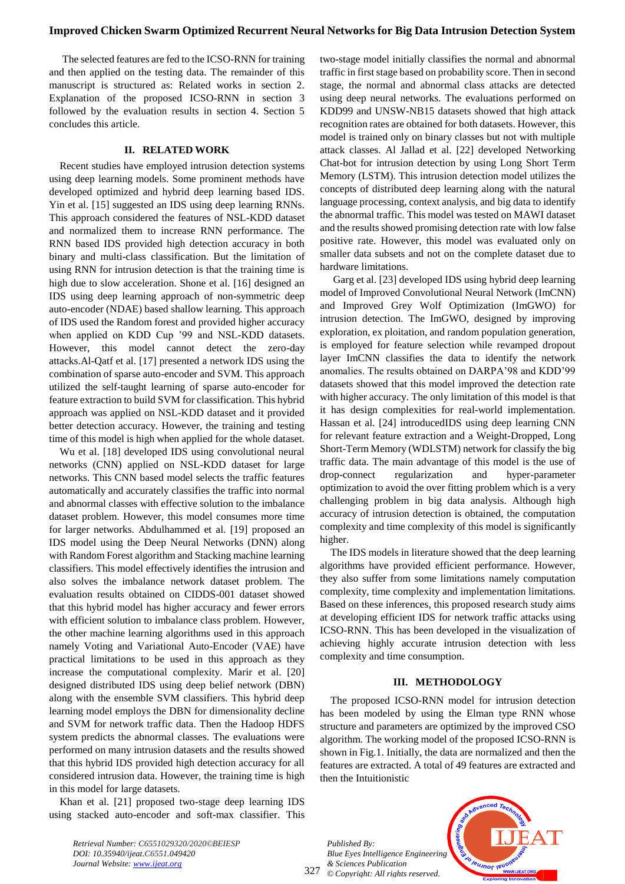The selected features are fed to the ICSO-RNN for training and then applied on the testing data. The remainder of this manuscript is structured as: Related works in section 2. Explanation of the proposed ICSO-RNN in section 3 followed by the evaluation results in section 4. Section 5 concludes this article.

## II. RELATED WORK

Recent studies have employed intrusion detection systems using deep learning models. Some prominent methods have developed optimized and hybrid deep learning based IDS. Yin et al. [15] suggested an IDS using deep learning RNNs. This approach considered the features of NSL-KDD dataset and normalized them to increase RNN performance. The RNN based IDS provided high detection accuracy in both binary and multi-class classification. But the limitation of using RNN for intrusion detection is that the training time is high due to slow acceleration. Shone et al. [16] designed an IDS using deep learning approach of non-symmetric deep auto-encoder (NDAE) based shallow learning. This approach of IDS used the Random forest and provided higher accuracy when applied on KDD Cup '99 and NSL-KDD datasets. However, this model cannot detect the zero-day attacks.Al-Qatf et al. [17] presented a network IDS using the combination of sparse auto-encoder and SVM. This approach utilized the self-taught learning of sparse auto-encoder for feature extraction to build SVM for classification. This hybrid approach was applied on NSL-KDD dataset and it provided better detection accuracy. However, the training and testing time of this model is high when applied for the whole dataset.

Wu et al. [18] developed IDS using convolutional neural networks (CNN) applied on NSL-KDD dataset for large networks. This CNN based model selects the traffic features automatically and accurately classifies the traffic into normal and abnormal classes with effective solution to the imbalance dataset problem. However, this model consumes more time for larger networks. Abdulhammed et al. [19] proposed an IDS model using the Deep Neural Networks (DNN) along with Random Forest algorithm and Stacking machine learning classifiers. This model effectively identifies the intrusion and also solves the imbalance network dataset problem. The evaluation results obtained on CIDDS-001 dataset showed that this hybrid model has higher accuracy and fewer errors with efficient solution to imbalance class problem. However, the other machine learning algorithms used in this approach namely Voting and Variational Auto-Encoder (VAE) have practical limitations to be used in this approach as they increase the computational complexity. Marir et al. [20] designed distributed IDS using deep belief network (DBN) along with the ensemble SVM classifiers. This hybrid deep learning model employs the DBN for dimensionality decline and SVM for network traffic data. Then the Hadoop HDFS system predicts the abnormal classes. The evaluations were performed on many intrusion datasets and the results showed that this hybrid IDS provided high detection accuracy for all considered intrusion data. However, the training time is high in this model for large datasets.

Khan et al. [21] proposed two-stage deep learning IDS using stacked auto-encoder and soft-max classifier. This two-stage model initially classifies the normal and abnormal traffic in first stage based on probability score. Then in second stage, the normal and abnormal class attacks are detected using deep neural networks. The evaluations performed on KDD99 and UNSW-NB15 datasets showed that high attack recognition rates are obtained for both datasets. However, this model is trained only on binary classes but not with multiple attack classes. Al Jallad et al. [22] developed Networking Chat-bot for intrusion detection by using Long Short Term Memory (LSTM). This intrusion detection model utilizes the concepts of distributed deep learning along with the natural language processing, context analysis, and big data to identify the abnormal traffic. This model was tested on MAWI dataset and the results showed promising detection rate with low false positive rate. However, this model was evaluated only on smaller data subsets and not on the complete dataset due to hardware limitations.

Garg et al. [23] developed IDS using hybrid deep learning model of Improved Convolutional Neural Network (ImCNN) and Improved Grey Wolf Optimization (ImGWO) for intrusion detection. The ImGWO, designed by improving exploration, ex ploitation, and random population generation, is employed for feature selection while revamped dropout layer ImCNN classifies the data to identify the network anomalies. The results obtained on DARPA'98 and KDD'99 datasets showed that this model improved the detection rate with higher accuracy. The only limitation of this model is that it has design complexities for real-world implementation. Hassan et al. [24] introducedIDS using deep learning CNN for relevant feature extraction and a Weight-Dropped, Long Short-Term Memory (WDLSTM) network for classify the big traffic data. The main advantage of this model is the use of drop-connect regularization and hyper-parameter optimization to avoid the over fitting problem which is a very challenging problem in big data analysis. Although high accuracy of intrusion detection is obtained, the computation complexity and time complexity of this model is significantly higher.

The IDS models in literature showed that the deep learning algorithms have provided efficient performance. However, they also suffer from some limitations namely computation complexity, time complexity and implementation limitations. Based on these inferences, this proposed research study aims at developing efficient IDS for network traffic attacks using ICSO-RNN. This has been developed in the visualization of achieving highly accurate intrusion detection with less complexity and time consumption.

## III. METHODOLOGY

The proposed ICSO-RNN model for intrusion detection has been modeled by using the Elman type RNN whose structure and parameters are optimized by the improved CSO algorithm. The working model of the proposed ICSO-RNN is shown in Fig.1. Initially, the data are normalized and then the features are extracted. A total of 49 features are extracted and then the Intuitionistic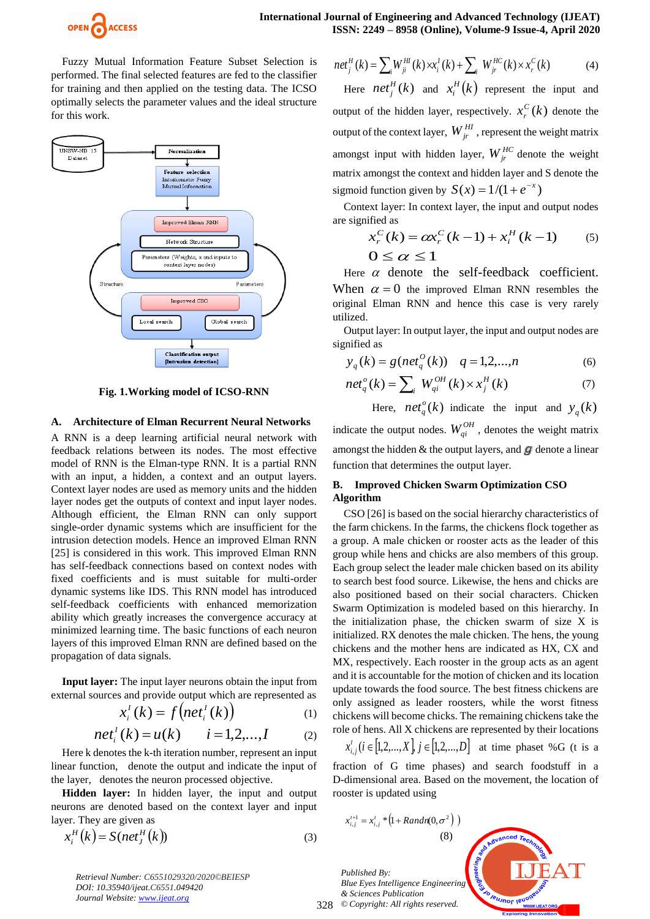Fuzzy Mutual Information Feature Subset Selection is performed. The final selected features are fed to the classifier for training and then applied on the testing data. The ICSO optimally selects the parameter values and the ideal structure for this work.

**Fig. 1.Working model of ICSO-RNN**

### A. Architecture of Elman Recurrent Neural Networks

A RNN is a deep learning artificial neural network with feedback relations between its nodes. The most effective model of RNN is the Elman-type RNN. It is a partial RNN with an input, a hidden, a context and an output layers. Context layer nodes are used as memory units and the hidden layer nodes get the outputs of context and input layer nodes. Although efficient, the Elman RNN can only support single-order dynamic systems which are insufficient for the intrusion detection models. Hence an improved Elman RNN [25] is considered in this work. This improved Elman RNN has self-feedback connections based on context nodes with fixed coefficients and is must suitable for multi-order dynamic systems like IDS. This RNN model has introduced self-feedback coefficients with enhanced memorization ability which greatly increases the convergence accuracy at minimized learning time. The basic functions of each neuron layers of this improved Elman RNN are defined based on the propagation of data signals.

**Input layer:** The input layer neurons obtain the input from external sources and provide output which are represented as

$$x_i^I(k) = f\left(net_i^I(k)\right) \tag{1}$$

$$net_i^I(k) = u(k) \qquad i = 1,2,\ldots,I \tag{2}$$

Here k denotes the k-th iteration number, represent an input linear function, denote the output and indicate the input of the layer, denotes the neuron processed objective.

**Hidden layer:** In hidden layer, the input and output neurons are denoted based on the context layer and input layer. They are given as

$$x_i^H(k) = S\left(net_J^H(k)\right) \tag{3}$$

$$net_j^H(k) = \sum_i W_{ji}^{HI}(k) \times x_i^I(k) + \sum_i W_{jr}^{HC}(k) \times x_r^C(k) \tag{4}$$

Here $net_j^H(k)$ and $x_i^H(k)$ represent the input and output of the hidden layer, respectively. $x_r^C(k)$ denote the output of the context layer, $W_{jr}^{HI}$, represent the weight matrix amongst input with hidden layer, $W_{jr}^{HC}$ denote the weight matrix amongst the context and hidden layer and S denote the sigmoid function given by $S(x) = 1/(1+e^{-x})$

Context layer: In context layer, the input and output nodes are signified as

$$x_r^C(k) = \alpha x_r^C(k-1) + x_i^H(k-1) \tag{5}$$

$$0 \le \alpha \le 1$$

Here $\alpha$ denote the self-feedback coefficient. When $\alpha = 0$ the improved Elman RNN resembles the original Elman RNN and hence this case is very rarely utilized.

Output layer: In output layer, the input and output nodes are signified as

$$y_q(k) = g(net_q^O(k)) \qquad q = 1,2,\ldots,n \tag{6}$$

$$net_q^o(k) = \sum_i W_{qi}^{OH}(k) \times x_j^H(k) \tag{7}$$

Here, $net_q^o(k)$ indicate the input and $y_q(k)$ indicate the output nodes. $W_{qi}^{OH}$, denotes the weight matrix amongst the hidden & the output layers, and $g$ denote a linear function that determines the output layer.

### B. Improved Chicken Swarm Optimization CSO Algorithm

CSO [26] is based on the social hierarchy characteristics of the farm chickens. In the farms, the chickens flock together as a group. A male chicken or rooster acts as the leader of this group while hens and chicks are also members of this group. Each group select the leader male chicken based on its ability to search best food source. Likewise, the hens and chicks are also positioned based on their social characters. Chicken Swarm Optimization is modeled based on this hierarchy. In the initialization phase, the chicken swarm of size X is initialized. RX denotes the male chicken. The hens, the young chickens and the mother hens are indicated as HX, CX and MX, respectively. Each rooster in the group acts as an agent and it is accountable for the motion of chicken and its location update towards the food source. The best fitness chickens are only assigned as leader roosters, while the worst fitness chickens will become chicks. The remaining chickens take the role of hens. All X chickens are represented by their locations $x_{i,j}^t(i \in [1,2,\ldots,X], j \in [1,2,\ldots,D]$ at time phaset %G (t is a fraction of G time phases) and search foodstuff in a D-dimensional area. Based on the movement, the location of rooster is updated using

$$x_{i,j}^{t+1} = x_{i,j}^t * \left(1 + Randn(0, \sigma^2)\right) \tag{8}$$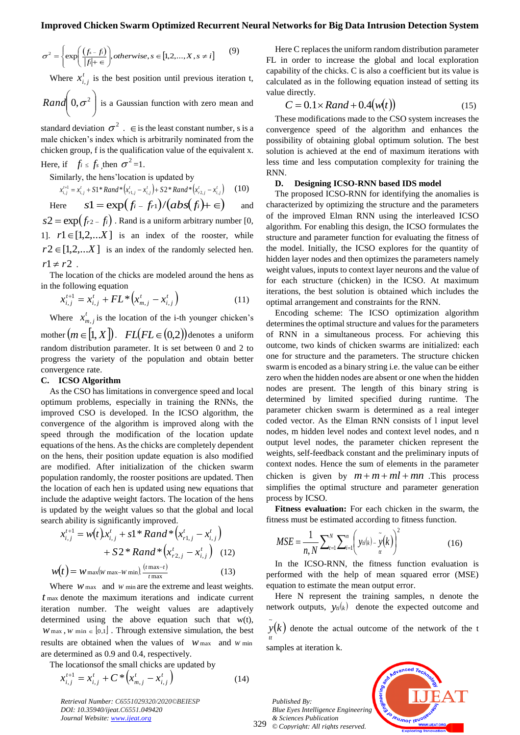$$\sigma^2 = \left\{ \exp\left( \frac{(f_s - f_i)}{|f_i| + \in} \right), otherwise, s \in [1,2,...,X, s \neq i] \right. \quad (9)$$

Where $x_{i,j}^t$ is the best position until previous iteration t, $Rand\left(0, \sigma^2\right)$ is a Gaussian function with zero mean and standard deviation $\sigma^2$. $\in$ is the least constant number, s is a male chicken's index which is arbitrarily nominated from the chicken group, f is the qualification value of the equivalent x. Here, if $f_i \leq f_s$ ,then $\sigma^2$=1.

Similarly, the hens'location is updated by

$$x_{i,j}^{t+1} = x_{i,j}^t + S1 * Rand * \left(x_{r1,j}^t - x_{i,j}^t\right) + S2 * Rand * \left(x_{r2,j}^t - x_{i,j}^t\right) \quad (10)$$

Here $s1 = \exp(f_i - f_{r1}) / (abs(f_i) + \in)$ and $s2 = \exp(f_{r2} - f_i)$ . Rand is a uniform arbitrary number [0, 1]. $r1 \in [1,2,...X]$ is an index of the rooster, while $r2 \in [1,2,...X]$ is an index of the randomly selected hen. $r1 \neq r2$ .

The location of the chicks are modeled around the hens as in the following equation

$$x_{i,j}^{t+1} = x_{i,j}^t + FL * \left(x_{m,j}^t - x_{i,j}^t\right) \quad (11)$$

Where $x_{m,j}^t$ is the location of the i-th younger chicken's mother $(m \in [1, X])$. $FL(FL \in (0,2))$ denotes a uniform random distribution parameter. It is set between 0 and 2 to progress the variety of the population and obtain better convergence rate.

### C. ICSO Algorithm

As the CSO has limitations in convergence speed and local optimum problems, especially in training the RNNs, the improved CSO is developed. In the ICSO algorithm, the convergence of the algorithm is improved along with the speed through the modification of the location update equations of the hens. As the chicks are completely dependent on the hens, their position update equation is also modified are modified. After initialization of the chicken swarm population randomly, the rooster positions are updated. Then the location of each hen is updated using new equations that include the adaptive weight factors. The location of the hens is updated by the weight values so that the global and local search ability is significantly improved.

$$x_{i,j}^{t+1} = w(t).x_{i,j}^t + s1 * Rand * \left(x_{r1,j}^t - x_{i,j}^t\right) + S2 * Rand * \left(x_{r2,j}^t - x_{i,j}^t\right) \quad (12)$$

$$w(t) = w_{\max}(w_{\max} - w_{\min}).\frac{(t_{\max} - t)}{t_{\max}} \quad (13)$$

Where $w_{\max}$ and $w_{\min}$ are the extreme and least weights. $t_{\max}$ denote the maximum iterations and indicate current iteration number. The weight values are adaptively determined using the above equation such that w(t), $w_{\max}, w_{\min} \in [0,1]$ . Through extensive simulation, the best results are obtained when the values of $w_{\max}$ and $w_{\min}$ are determined as 0.9 and 0.4, respectively.

The locationsof the small chicks are updated by

$$x_{i,j}^{t+1} = x_{i,j}^t + C * \left(x_{m,j}^t - x_{i,j}^t\right) \quad (14)$$

Here C replaces the uniform random distribution parameter FL in order to increase the global and local exploration capability of the chicks. C is also a coefficient but its value is calculated as in the following equation instead of setting its value directly.

$$C = 0.1 \times Rand + 0.4(w(t)) \quad (15)$$

These modifications made to the CSO system increases the convergence speed of the algorithm and enhances the possibility of obtaining global optimum solution. The best solution is achieved at the end of maximum iterations with less time and less computation complexity for training the RNN.

### D. Designing ICSO-RNN based IDS model

The proposed ICSO-RNN for identifying the anomalies is characterized by optimizing the structure and the parameters of the improved Elman RNN using the interleaved ICSO algorithm. For enabling this design, the ICSO formulates the structure and parameter function for evaluating the fitness of the model. Initially, the ICSO explores for the quantity of hidden layer nodes and then optimizes the parameters namely weight values, inputs to context layer neurons and the value of for each structure (chicken) in the ICSO. At maximum iterations, the best solution is obtained which includes the optimal arrangement and constraints for the RNN.

Encoding scheme: The ICSO optimization algorithm determines the optimal structure and values for the parameters of RNN in a simultaneous process. For achieving this outcome, two kinds of chicken swarms are initialized: each one for structure and the parameters. The structure chicken swarm is encoded as a binary string i.e. the value can be either zero when the hidden nodes are absent or one when the hidden nodes are present. The length of this binary string is determined by limited specified during runtime. The parameter chicken swarm is determined as a real integer coded vector. As the Elman RNN consists of l input level nodes, m hidden level nodes and context level nodes, and n output level nodes, the parameter chicken represent the weights, self-feedback constant and the preliminary inputs of context nodes. Hence the sum of elements in the parameter chicken is given by $m + m + ml + mn$ .This process simplifies the optimal structure and parameter generation process by ICSO.

**Fitness evaluation:** For each chicken in the swarm, the fitness must be estimated according to fitness function.

$$MSE = \frac{1}{n, N} \sum_{t=1}^N \sum_{i=1}^n \left( y_{ti}(k) - \tilde{y}_{tt}(k) \right)^2 \quad (16)$$

In the ICSO-RNN, the fitness function evaluation is performed with the help of mean squared error (MSE) equation to estimate the mean output error.

Here N represent the training samples, n denote the network outputs, $y_{ti}(k)$ denote the expected outcome and $\tilde{y}_{tt}(k)$ denote the actual outcome of the network of the t samples at iteration k.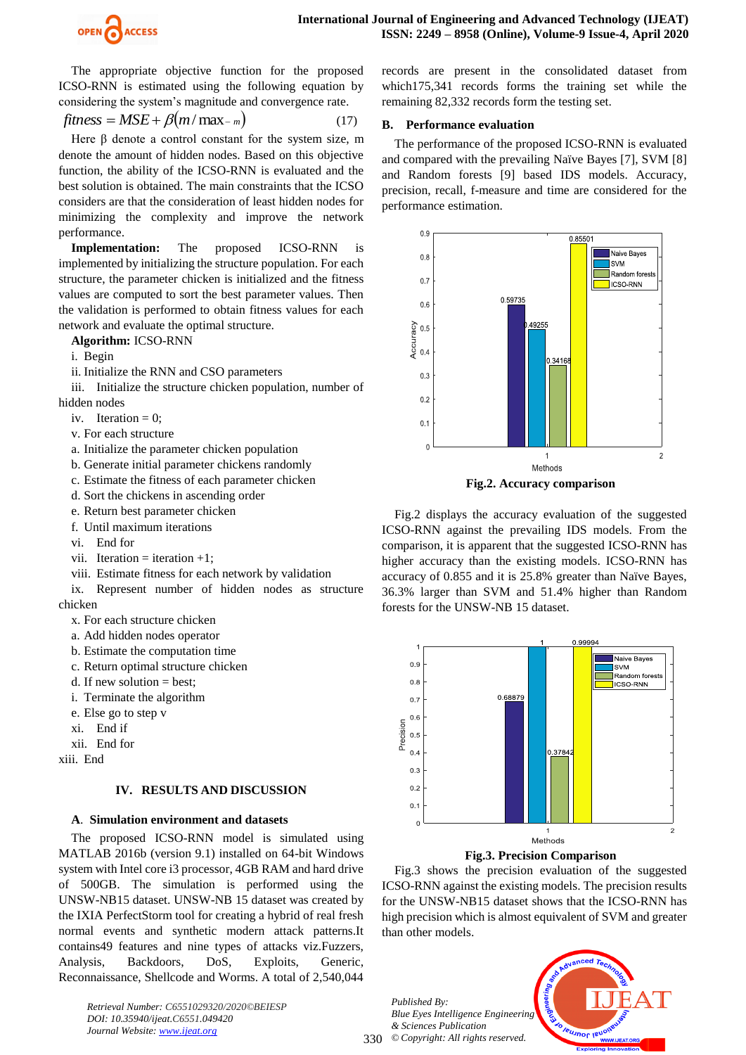The appropriate objective function for the proposed ICSO-RNN is estimated using the following equation by considering the system's magnitude and convergence rate.

$$fitness = MSE + \beta(m / \max_{-m}) \tag{17}$$

Here β denote a control constant for the system size, m denote the amount of hidden nodes. Based on this objective function, the ability of the ICSO-RNN is evaluated and the best solution is obtained. The main constraints that the ICSO considers are that the consideration of least hidden nodes for minimizing the complexity and improve the network performance.

**Implementation:** The proposed ICSO-RNN is implemented by initializing the structure population. For each structure, the parameter chicken is initialized and the fitness values are computed to sort the best parameter values. Then the validation is performed to obtain fitness values for each network and evaluate the optimal structure.

**Algorithm:** ICSO-RNN

i. Begin
ii. Initialize the RNN and CSO parameters
iii. Initialize the structure chicken population, number of hidden nodes
iv. Iteration = 0;
v. For each structure
a. Initialize the parameter chicken population
b. Generate initial parameter chickens randomly
c. Estimate the fitness of each parameter chicken
d. Sort the chickens in ascending order
e. Return best parameter chicken
f. Until maximum iterations
vi. End for
vii. Iteration = iteration +1;
viii. Estimate fitness for each network by validation
ix. Represent number of hidden nodes as structure chicken
x. For each structure chicken
a. Add hidden nodes operator
b. Estimate the computation time
c. Return optimal structure chicken
d. If new solution = best;
i. Terminate the algorithm
e. Else go to step v
xi. End if
xii. End for
xiii. End

## IV. RESULTS AND DISCUSSION

### A. Simulation environment and datasets

The proposed ICSO-RNN model is simulated using MATLAB 2016b (version 9.1) installed on 64-bit Windows system with Intel core i3 processor, 4GB RAM and hard drive of 500GB. The simulation is performed using the UNSW-NB15 dataset. UNSW-NB 15 dataset was created by the IXIA PerfectStorm tool for creating a hybrid of real fresh normal events and synthetic modern attack patterns.It contains49 features and nine types of attacks viz.Fuzzers, Analysis, Backdoors, DoS, Exploits, Generic, Reconnaissance, Shellcode and Worms. A total of 2,540,044 records are present in the consolidated dataset from which175,341 records forms the training set while the remaining 82,332 records form the testing set.

### B. Performance evaluation

The performance of the proposed ICSO-RNN is evaluated and compared with the prevailing Naïve Bayes [7], SVM [8] and Random forests [9] based IDS models. Accuracy, precision, recall, f-measure and time are considered for the performance estimation.

Fig.2. Accuracy comparison

Fig.2 displays the accuracy evaluation of the suggested ICSO-RNN against the prevailing IDS models. From the comparison, it is apparent that the suggested ICSO-RNN has higher accuracy than the existing models. ICSO-RNN has accuracy of 0.855 and it is 25.8% greater than Naïve Bayes, 36.3% larger than SVM and 51.4% higher than Random forests for the UNSW-NB 15 dataset.

Fig.3. Precision Comparison

Fig.3 shows the precision evaluation of the suggested ICSO-RNN against the existing models. The precision results for the UNSW-NB15 dataset shows that the ICSO-RNN has high precision which is almost equivalent of SVM and greater than other models.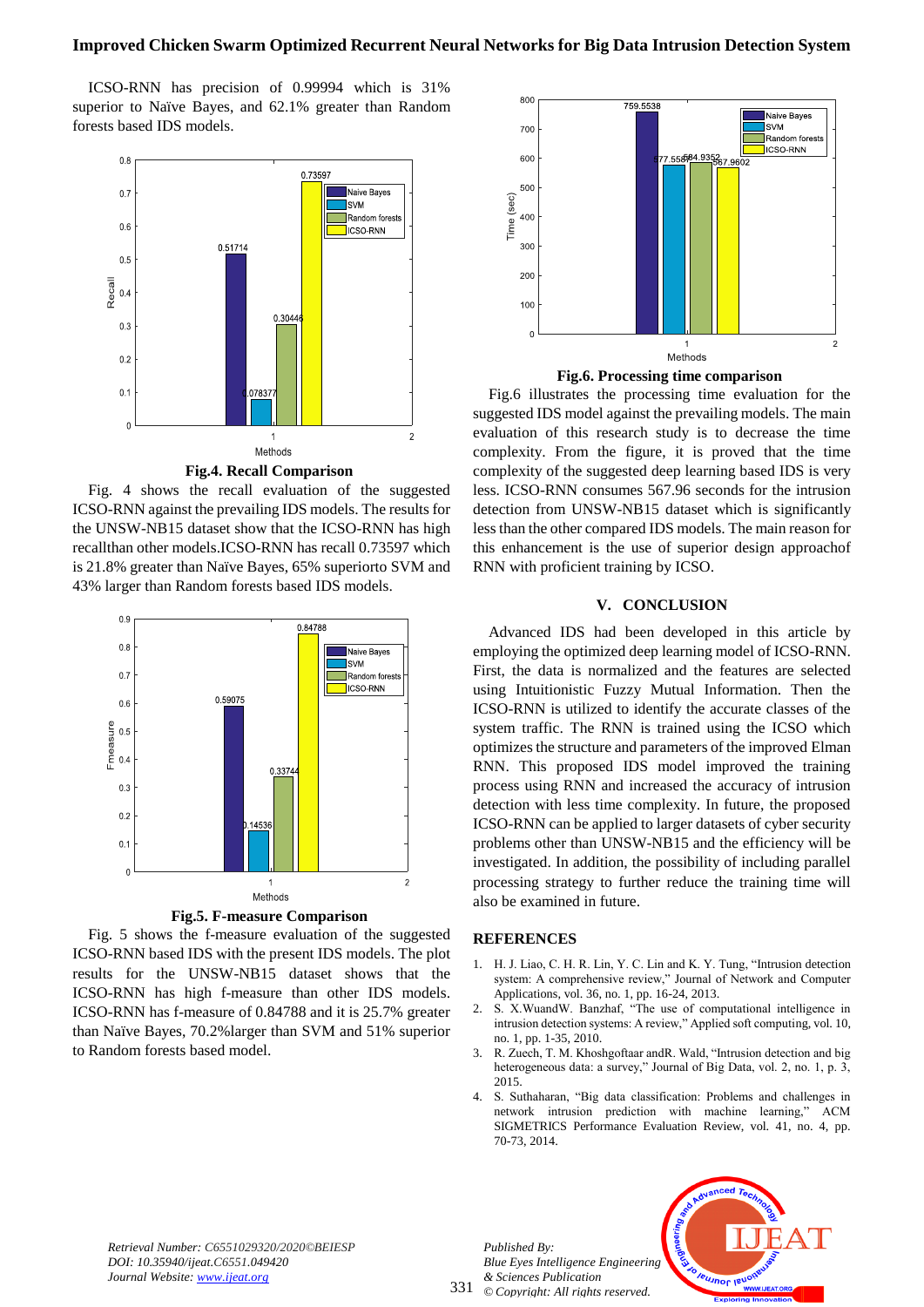ICSO-RNN has precision of 0.99994 which is 31% superior to Naïve Bayes, and 62.1% greater than Random forests based IDS models.

**Fig.4. Recall Comparison**

Fig. 4 shows the recall evaluation of the suggested ICSO-RNN against the prevailing IDS models. The results for the UNSW-NB15 dataset show that the ICSO-RNN has high recallthan other models.ICSO-RNN has recall 0.73597 which is 21.8% greater than Naïve Bayes, 65% superiorto SVM and 43% larger than Random forests based IDS models.

**Fig.5. F-measure Comparison**

Fig. 5 shows the f-measure evaluation of the suggested ICSO-RNN based IDS with the present IDS models. The plot results for the UNSW-NB15 dataset shows that the ICSO-RNN has high f-measure than other IDS models. ICSO-RNN has f-measure of 0.84788 and it is 25.7% greater than Naïve Bayes, 70.2%larger than SVM and 51% superior to Random forests based model.

**Fig.6. Processing time comparison**

Fig.6 illustrates the processing time evaluation for the suggested IDS model against the prevailing models. The main evaluation of this research study is to decrease the time complexity. From the figure, it is proved that the time complexity of the suggested deep learning based IDS is very less. ICSO-RNN consumes 567.96 seconds for the intrusion detection from UNSW-NB15 dataset which is significantly less than the other compared IDS models. The main reason for this enhancement is the use of superior design approachof RNN with proficient training by ICSO.

## V. CONCLUSION

Advanced IDS had been developed in this article by employing the optimized deep learning model of ICSO-RNN. First, the data is normalized and the features are selected using Intuitionistic Fuzzy Mutual Information. Then the ICSO-RNN is utilized to identify the accurate classes of the system traffic. The RNN is trained using the ICSO which optimizes the structure and parameters of the improved Elman RNN. This proposed IDS model improved the training process using RNN and increased the accuracy of intrusion detection with less time complexity. In future, the proposed ICSO-RNN can be applied to larger datasets of cyber security problems other than UNSW-NB15 and the efficiency will be investigated. In addition, the possibility of including parallel processing strategy to further reduce the training time will also be examined in future.

## REFERENCES

1. H. J. Liao, C. H. R. Lin, Y. C. Lin and K. Y. Tung, "Intrusion detection system: A comprehensive review," Journal of Network and Computer Applications, vol. 36, no. 1, pp. 16-24, 2013.
2. S. X.WuandW. Banzhaf, "The use of computational intelligence in intrusion detection systems: A review," Applied soft computing, vol. 10, no. 1, pp. 1-35, 2010.
3. R. Zuech, T. M. Khoshgoftaar andR. Wald, "Intrusion detection and big heterogeneous data: a survey," Journal of Big Data, vol. 2, no. 1, p. 3, 2015.
4. S. Suthaharan, "Big data classification: Problems and challenges in network intrusion prediction with machine learning," ACM SIGMETRICS Performance Evaluation Review, vol. 41, no. 4, pp. 70-73, 2014.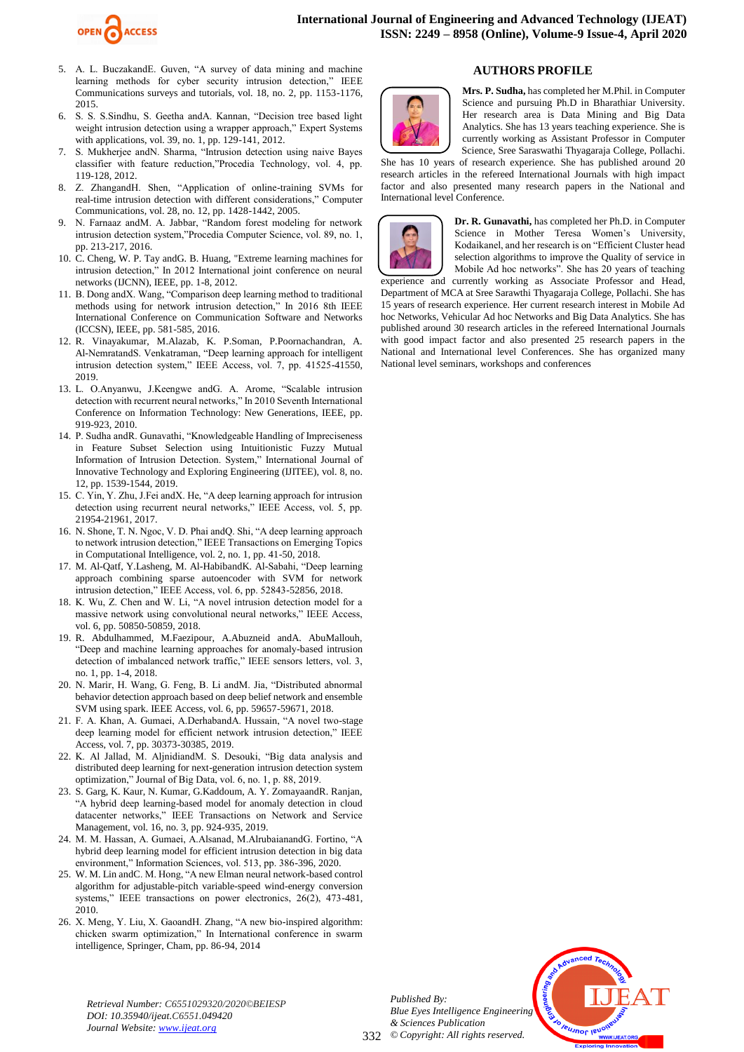5. A. L. BuczakandE. Guven, "A survey of data mining and machine learning methods for cyber security intrusion detection," IEEE Communications surveys and tutorials, vol. 18, no. 2, pp. 1153-1176, 2015.
6. S. S. S.Sindhu, S. Geetha andA. Kannan, "Decision tree based light weight intrusion detection using a wrapper approach," Expert Systems with applications, vol. 39, no. 1, pp. 129-141, 2012.
7. S. Mukherjee andN. Sharma, "Intrusion detection using naive Bayes classifier with feature reduction,"Procedia Technology, vol. 4, pp. 119-128, 2012.
8. Z. ZhangandH. Shen, "Application of online-training SVMs for real-time intrusion detection with different considerations," Computer Communications, vol. 28, no. 12, pp. 1428-1442, 2005.
9. N. Farnaaz andM. A. Jabbar, "Random forest modeling for network intrusion detection system,"Procedia Computer Science, vol. 89, no. 1, pp. 213-217, 2016.
10. C. Cheng, W. P. Tay andG. B. Huang, "Extreme learning machines for intrusion detection," In 2012 International joint conference on neural networks (IJCNN), IEEE, pp. 1-8, 2012.
11. B. Dong andX. Wang, "Comparison deep learning method to traditional methods using for network intrusion detection," In 2016 8th IEEE International Conference on Communication Software and Networks (ICCSN), IEEE, pp. 581-585, 2016.
12. R. Vinayakumar, M.Alazab, K. P.Soman, P.Poornachandran, A. Al-NemratandS. Venkatraman, "Deep learning approach for intelligent intrusion detection system," IEEE Access, vol. 7, pp. 41525-41550, 2019.
13. L. O.Anyanwu, J.Keengwe andG. A. Arome, "Scalable intrusion detection with recurrent neural networks," In 2010 Seventh International Conference on Information Technology: New Generations, IEEE, pp. 919-923, 2010.
14. P. Sudha andR. Gunavathi, "Knowledgeable Handling of Impreciseness in Feature Subset Selection using Intuitionistic Fuzzy Mutual Information of Intrusion Detection. System," International Journal of Innovative Technology and Exploring Engineering (IJITEE), vol. 8, no. 12, pp. 1539-1544, 2019.
15. C. Yin, Y. Zhu, J.Fei andX. He, "A deep learning approach for intrusion detection using recurrent neural networks," IEEE Access, vol. 5, pp. 21954-21961, 2017.
16. N. Shone, T. N. Ngoc, V. D. Phai andQ. Shi, "A deep learning approach to network intrusion detection," IEEE Transactions on Emerging Topics in Computational Intelligence, vol. 2, no. 1, pp. 41-50, 2018.
17. M. Al-Qatf, Y.Lasheng, M. Al-HabibandK. Al-Sabahi, "Deep learning approach combining sparse autoencoder with SVM for network intrusion detection," IEEE Access, vol. 6, pp. 52843-52856, 2018.
18. K. Wu, Z. Chen and W. Li, "A novel intrusion detection model for a massive network using convolutional neural networks," IEEE Access, vol. 6, pp. 50850-50859, 2018.
19. R. Abdulhammed, M.Faezipour, A.Abuzneid andA. AbuMallouh, "Deep and machine learning approaches for anomaly-based intrusion detection of imbalanced network traffic," IEEE sensors letters, vol. 3, no. 1, pp. 1-4, 2018.
20. N. Marir, H. Wang, G. Feng, B. Li andM. Jia, "Distributed abnormal behavior detection approach based on deep belief network and ensemble SVM using spark. IEEE Access, vol. 6, pp. 59657-59671, 2018.
21. F. A. Khan, A. Gumaei, A.DerhabandA. Hussain, "A novel two-stage deep learning model for efficient network intrusion detection," IEEE Access, vol. 7, pp. 30373-30385, 2019.
22. K. Al Jallad, M. AljnidiandM. S. Desouki, "Big data analysis and distributed deep learning for next-generation intrusion detection system optimization," Journal of Big Data, vol. 6, no. 1, p. 88, 2019.
23. S. Garg, K. Kaur, N. Kumar, G.Kaddoum, A. Y. ZomayaandR. Ranjan, "A hybrid deep learning-based model for anomaly detection in cloud datacenter networks," IEEE Transactions on Network and Service Management, vol. 16, no. 3, pp. 924-935, 2019.
24. M. M. Hassan, A. Gumaei, A.Alsanad, M.AlrubaianandG. Fortino, "A hybrid deep learning model for efficient intrusion detection in big data environment," Information Sciences, vol. 513, pp. 386-396, 2020.
25. W. M. Lin andC. M. Hong, "A new Elman neural network-based control algorithm for adjustable-pitch variable-speed wind-energy conversion systems," IEEE transactions on power electronics, 26(2), 473-481, 2010.
26. X. Meng, Y. Liu, X. GaoandH. Zhang, "A new bio-inspired algorithm: chicken swarm optimization," In International conference in swarm intelligence, Springer, Cham, pp. 86-94, 2014

## AUTHORS PROFILE

**Mrs. P. Sudha,** has completed her M.Phil. in Computer Science and pursuing Ph.D in Bharathiar University. Her research area is Data Mining and Big Data Analytics. She has 13 years teaching experience. She is currently working as Assistant Professor in Computer Science, Sree Saraswathi Thyagaraja College, Pollachi. She has 10 years of research experience. She has published around 20 research articles in the refereed International Journals with high impact factor and also presented many research papers in the National and International level Conference.

**Dr. R. Gunavathi,** has completed her Ph.D. in Computer Science in Mother Teresa Women's University, Kodaikanel, and her research is on "Efficient Cluster head selection algorithms to improve the Quality of service in Mobile Ad hoc networks". She has 20 years of teaching experience and currently working as Associate Professor and Head, Department of MCA at Sree Sarawthi Thyagaraja College, Pollachi. She has 15 years of research experience. Her current research interest in Mobile Ad hoc Networks, Vehicular Ad hoc Networks and Big Data Analytics. She has published around 30 research articles in the refereed International Journals with good impact factor and also presented 25 research papers in the National and International level Conferences. She has organized many National level seminars, workshops and conferences